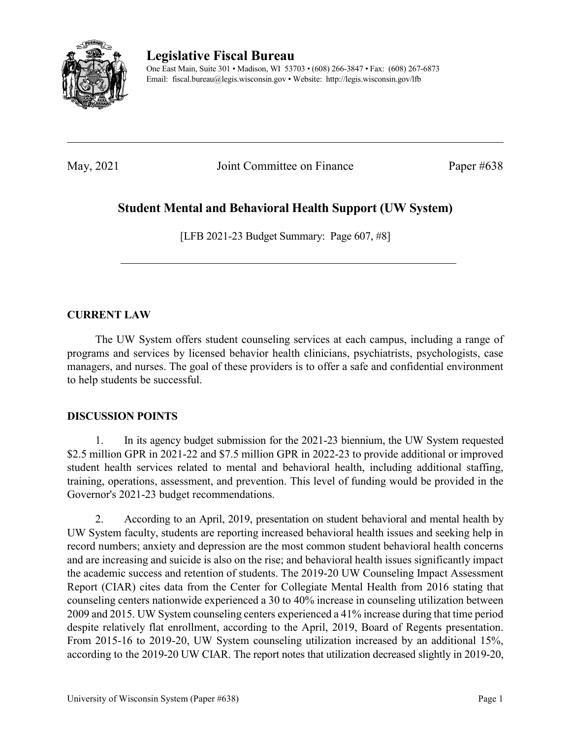**Legislative Fiscal Bureau**

One East Main, Suite 301 • Madison, WI 53703 • (608) 266-3847 • Fax: (608) 267-6873
Email: fiscal.bureau@legis.wisconsin.gov • Website: http://legis.wisconsin.gov/lfb

---

May, 2021 Joint Committee on Finance Paper #638

# Student Mental and Behavioral Health Support (UW System)

[LFB 2021-23 Budget Summary: Page 607, #8]

---

## CURRENT LAW

The UW System offers student counseling services at each campus, including a range of programs and services by licensed behavior health clinicians, psychiatrists, psychologists, case managers, and nurses. The goal of these providers is to offer a safe and confidential environment to help students be successful.

## DISCUSSION POINTS

1. In its agency budget submission for the 2021-23 biennium, the UW System requested $2.5 million GPR in 2021-22 and $7.5 million GPR in 2022-23 to provide additional or improved student health services related to mental and behavioral health, including additional staffing, training, operations, assessment, and prevention. This level of funding would be provided in the Governor's 2021-23 budget recommendations.

2. According to an April, 2019, presentation on student behavioral and mental health by UW System faculty, students are reporting increased behavioral health issues and seeking help in record numbers; anxiety and depression are the most common student behavioral health concerns and are increasing and suicide is also on the rise; and behavioral health issues significantly impact the academic success and retention of students. The 2019-20 UW Counseling Impact Assessment Report (CIAR) cites data from the Center for Collegiate Mental Health from 2016 stating that counseling centers nationwide experienced a 30 to 40% increase in counseling utilization between 2009 and 2015. UW System counseling centers experienced a 41% increase during that time period despite relatively flat enrollment, according to the April, 2019, Board of Regents presentation. From 2015-16 to 2019-20, UW System counseling utilization increased by an additional 15%, according to the 2019-20 UW CIAR. The report notes that utilization decreased slightly in 2019-20,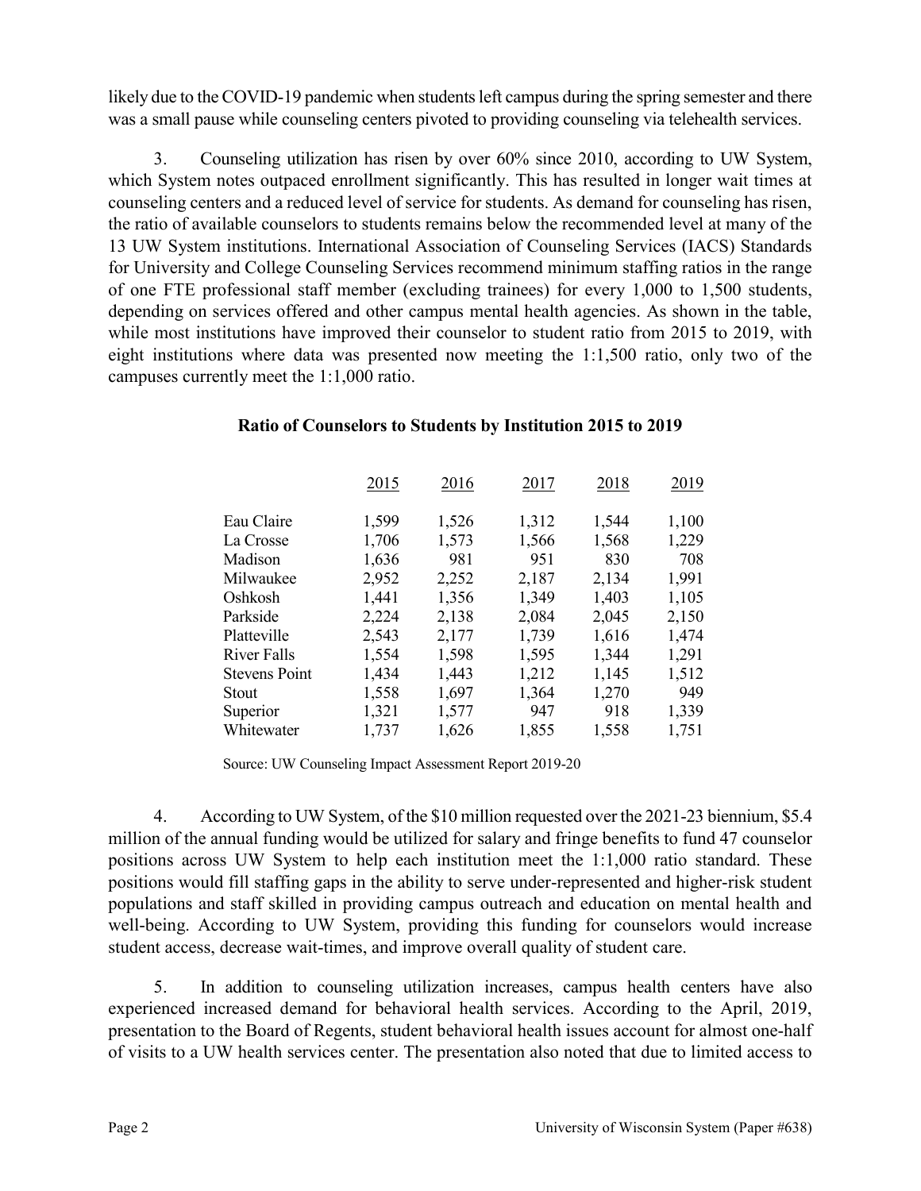likely due to the COVID-19 pandemic when students left campus during the spring semester and there was a small pause while counseling centers pivoted to providing counseling via telehealth services.

3. Counseling utilization has risen by over 60% since 2010, according to UW System, which System notes outpaced enrollment significantly. This has resulted in longer wait times at counseling centers and a reduced level of service for students. As demand for counseling has risen, the ratio of available counselors to students remains below the recommended level at many of the 13 UW System institutions. International Association of Counseling Services (IACS) Standards for University and College Counseling Services recommend minimum staffing ratios in the range of one FTE professional staff member (excluding trainees) for every 1,000 to 1,500 students, depending on services offered and other campus mental health agencies. As shown in the table, while most institutions have improved their counselor to student ratio from 2015 to 2019, with eight institutions where data was presented now meeting the 1:1,500 ratio, only two of the campuses currently meet the 1:1,000 ratio.

**Ratio of Counselors to Students by Institution 2015 to 2019**

| | 2015 | 2016 | 2017 | 2018 | 2019 |
|---|---|---|---|---|---|
| Eau Claire | 1,599 | 1,526 | 1,312 | 1,544 | 1,100 |
| La Crosse | 1,706 | 1,573 | 1,566 | 1,568 | 1,229 |
| Madison | 1,636 | 981 | 951 | 830 | 708 |
| Milwaukee | 2,952 | 2,252 | 2,187 | 2,134 | 1,991 |
| Oshkosh | 1,441 | 1,356 | 1,349 | 1,403 | 1,105 |
| Parkside | 2,224 | 2,138 | 2,084 | 2,045 | 2,150 |
| Platteville | 2,543 | 2,177 | 1,739 | 1,616 | 1,474 |
| River Falls | 1,554 | 1,598 | 1,595 | 1,344 | 1,291 |
| Stevens Point | 1,434 | 1,443 | 1,212 | 1,145 | 1,512 |
| Stout | 1,558 | 1,697 | 1,364 | 1,270 | 949 |
| Superior | 1,321 | 1,577 | 947 | 918 | 1,339 |
| Whitewater | 1,737 | 1,626 | 1,855 | 1,558 | 1,751 |

Source: UW Counseling Impact Assessment Report 2019-20

4. According to UW System, of the $10 million requested over the 2021-23 biennium, $5.4 million of the annual funding would be utilized for salary and fringe benefits to fund 47 counselor positions across UW System to help each institution meet the 1:1,000 ratio standard. These positions would fill staffing gaps in the ability to serve under-represented and higher-risk student populations and staff skilled in providing campus outreach and education on mental health and well-being. According to UW System, providing this funding for counselors would increase student access, decrease wait-times, and improve overall quality of student care.

5. In addition to counseling utilization increases, campus health centers have also experienced increased demand for behavioral health services. According to the April, 2019, presentation to the Board of Regents, student behavioral health issues account for almost one-half of visits to a UW health services center. The presentation also noted that due to limited access to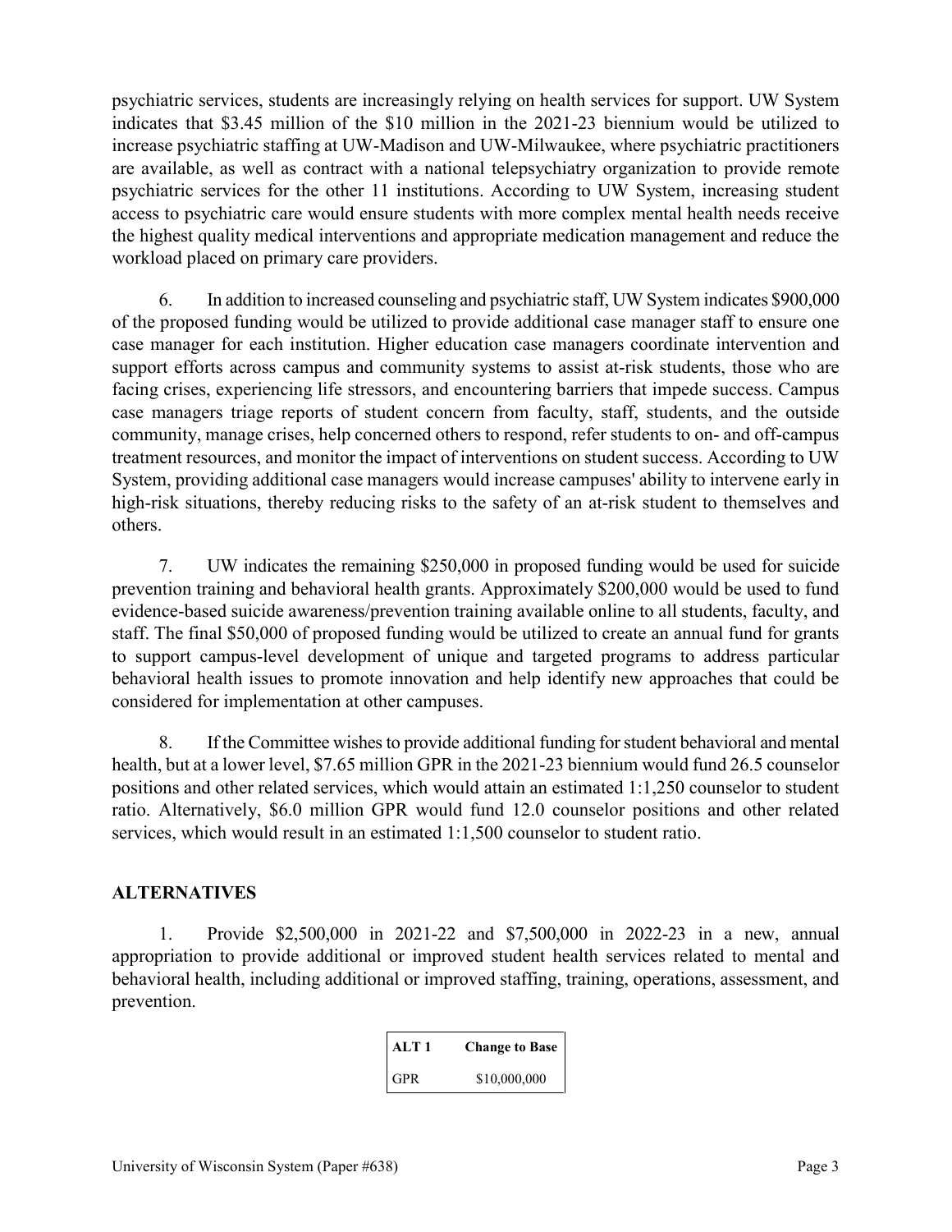psychiatric services, students are increasingly relying on health services for support. UW System indicates that \$3.45 million of the \$10 million in the 2021-23 biennium would be utilized to increase psychiatric staffing at UW-Madison and UW-Milwaukee, where psychiatric practitioners are available, as well as contract with a national telepsychiatry organization to provide remote psychiatric services for the other 11 institutions. According to UW System, increasing student access to psychiatric care would ensure students with more complex mental health needs receive the highest quality medical interventions and appropriate medication management and reduce the workload placed on primary care providers.

6. In addition to increased counseling and psychiatric staff, UW System indicates \$900,000 of the proposed funding would be utilized to provide additional case manager staff to ensure one case manager for each institution. Higher education case managers coordinate intervention and support efforts across campus and community systems to assist at-risk students, those who are facing crises, experiencing life stressors, and encountering barriers that impede success. Campus case managers triage reports of student concern from faculty, staff, students, and the outside community, manage crises, help concerned others to respond, refer students to on- and off-campus treatment resources, and monitor the impact of interventions on student success. According to UW System, providing additional case managers would increase campuses' ability to intervene early in high-risk situations, thereby reducing risks to the safety of an at-risk student to themselves and others.

7. UW indicates the remaining \$250,000 in proposed funding would be used for suicide prevention training and behavioral health grants. Approximately \$200,000 would be used to fund evidence-based suicide awareness/prevention training available online to all students, faculty, and staff. The final \$50,000 of proposed funding would be utilized to create an annual fund for grants to support campus-level development of unique and targeted programs to address particular behavioral health issues to promote innovation and help identify new approaches that could be considered for implementation at other campuses.

8. If the Committee wishes to provide additional funding for student behavioral and mental health, but at a lower level, \$7.65 million GPR in the 2021-23 biennium would fund 26.5 counselor positions and other related services, which would attain an estimated 1:1,250 counselor to student ratio. Alternatively, \$6.0 million GPR would fund 12.0 counselor positions and other related services, which would result in an estimated 1:1,500 counselor to student ratio.

## ALTERNATIVES

1. Provide \$2,500,000 in 2021-22 and \$7,500,000 in 2022-23 in a new, annual appropriation to provide additional or improved student health services related to mental and behavioral health, including additional or improved staffing, training, operations, assessment, and prevention.

| ALT 1 | Change to Base |
|---|---|
| GPR | \$10,000,000 |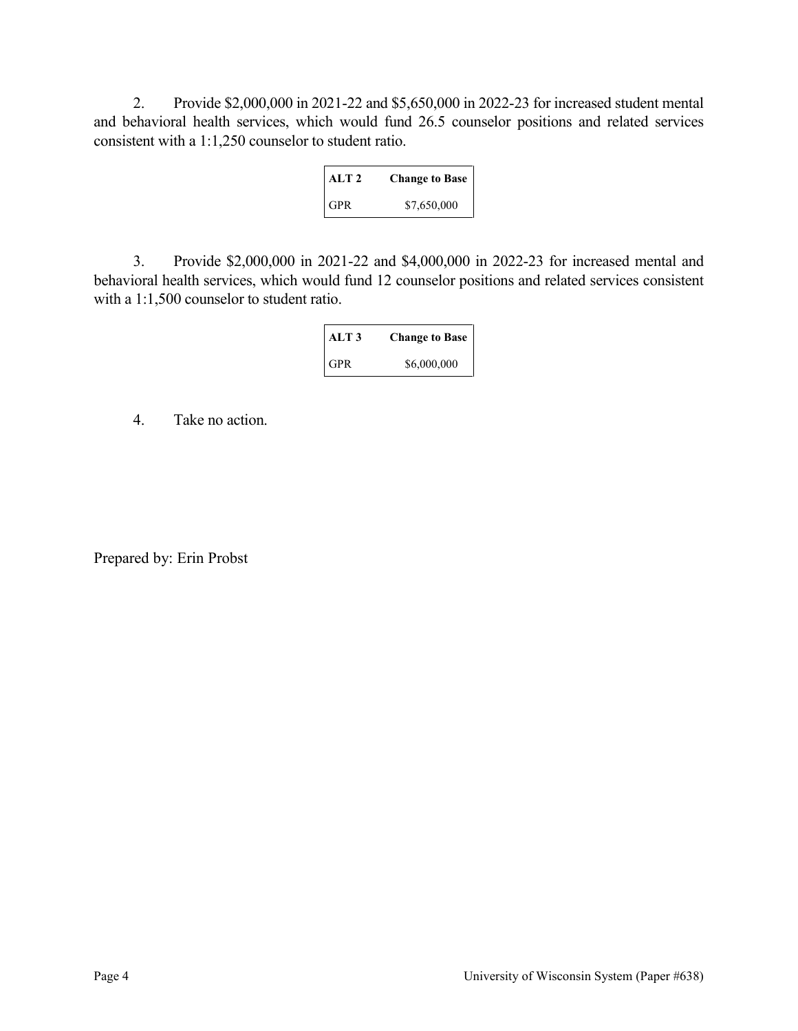2. Provide $2,000,000 in 2021-22 and $5,650,000 in 2022-23 for increased student mental and behavioral health services, which would fund 26.5 counselor positions and related services consistent with a 1:1,250 counselor to student ratio.

| ALT 2 | Change to Base |
|---|---|
| GPR | $7,650,000 |

3. Provide $2,000,000 in 2021-22 and $4,000,000 in 2022-23 for increased mental and behavioral health services, which would fund 12 counselor positions and related services consistent with a 1:1,500 counselor to student ratio.

| ALT 3 | Change to Base |
|---|---|
| GPR | $6,000,000 |

4. Take no action.

Prepared by: Erin Probst